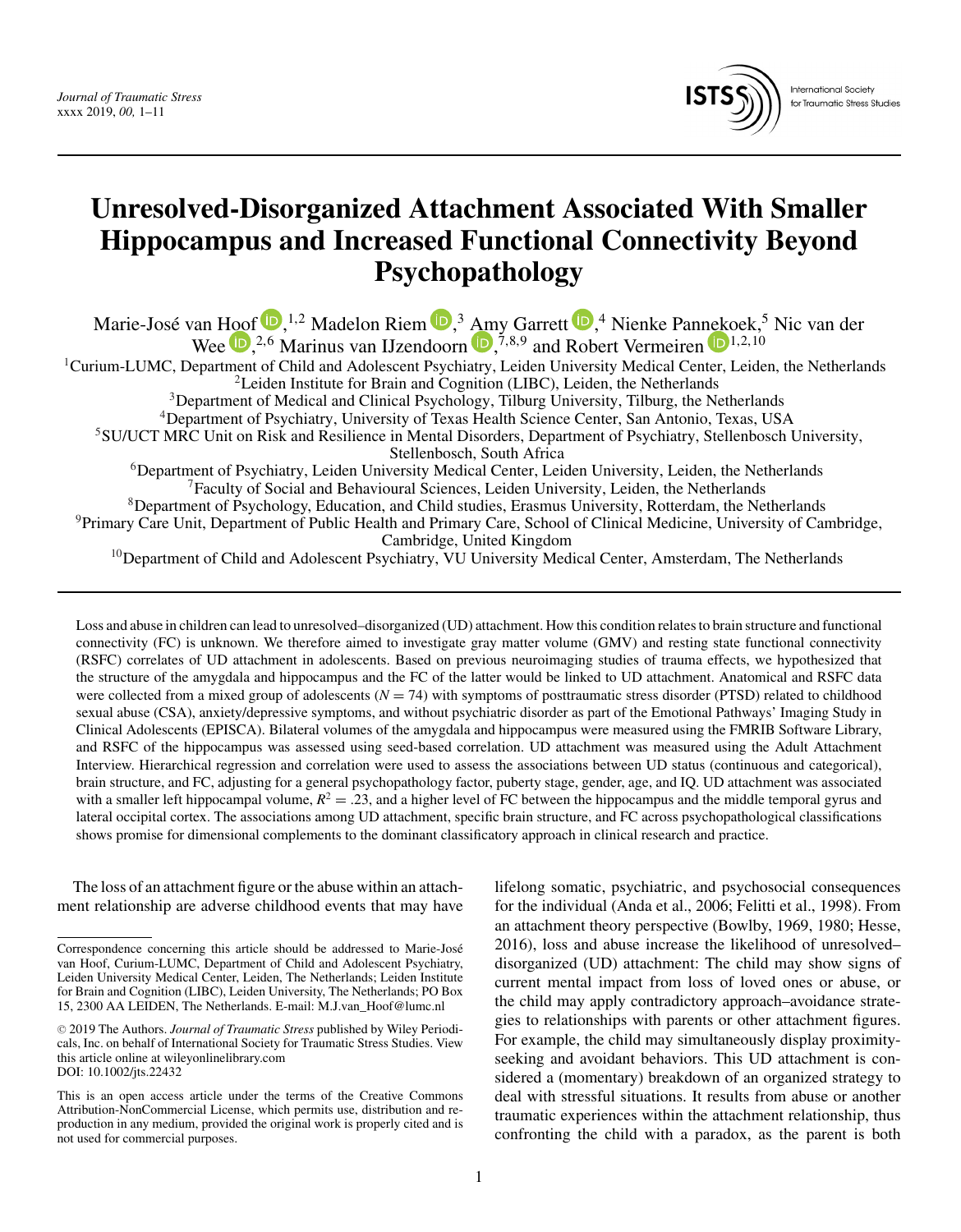# Unresolved-Disorganized Attachment Associated With Smaller Hippocampus and Increased Functional Connectivity Beyond Psychopathology

Marie-José van Hoof,[1,2] Madelon Riem,[3] Amy Garrett,[4] Nienke Pannekoek,[5] Nic van der Wee,[2,6] Marinus van IJzendoorn,[7,8,9] and Robert Vermeiren[1,2,10]

[1]Curium-LUMC, Department of Child and Adolescent Psychiatry, Leiden University Medical Center, Leiden, the Netherlands
[2]Leiden Institute for Brain and Cognition (LIBC), Leiden, the Netherlands
[3]Department of Medical and Clinical Psychology, Tilburg University, Tilburg, the Netherlands
[4]Department of Psychiatry, University of Texas Health Science Center, San Antonio, Texas, USA
[5]SU/UCT MRC Unit on Risk and Resilience in Mental Disorders, Department of Psychiatry, Stellenbosch University, Stellenbosch, South Africa
[6]Department of Psychiatry, Leiden University Medical Center, Leiden University, Leiden, the Netherlands
[7]Faculty of Social and Behavioural Sciences, Leiden University, Leiden, the Netherlands
[8]Department of Psychology, Education, and Child studies, Erasmus University, Rotterdam, the Netherlands
[9]Primary Care Unit, Department of Public Health and Primary Care, School of Clinical Medicine, University of Cambridge, Cambridge, United Kingdom
[10]Department of Child and Adolescent Psychiatry, VU University Medical Center, Amsterdam, The Netherlands

Loss and abuse in children can lead to unresolved–disorganized (UD) attachment. How this condition relates to brain structure and functional connectivity (FC) is unknown. We therefore aimed to investigate gray matter volume (GMV) and resting state functional connectivity (RSFC) correlates of UD attachment in adolescents. Based on previous neuroimaging studies of trauma effects, we hypothesized that the structure of the amygdala and hippocampus and the FC of the latter would be linked to UD attachment. Anatomical and RSFC data were collected from a mixed group of adolescents ($N = 74$) with symptoms of posttraumatic stress disorder (PTSD) related to childhood sexual abuse (CSA), anxiety/depressive symptoms, and without psychiatric disorder as part of the Emotional Pathways' Imaging Study in Clinical Adolescents (EPISCA). Bilateral volumes of the amygdala and hippocampus were measured using the FMRIB Software Library, and RSFC of the hippocampus was assessed using seed-based correlation. UD attachment was measured using the Adult Attachment Interview. Hierarchical regression and correlation were used to assess the associations between UD status (continuous and categorical), brain structure, and FC, adjusting for a general psychopathology factor, puberty stage, gender, age, and IQ. UD attachment was associated with a smaller left hippocampal volume, $R^2 = .23$, and a higher level of FC between the hippocampus and the middle temporal gyrus and lateral occipital cortex. The associations among UD attachment, specific brain structure, and FC across psychopathological classifications shows promise for dimensional complements to the dominant classificatory approach in clinical research and practice.

The loss of an attachment figure or the abuse within an attachment relationship are adverse childhood events that may have lifelong somatic, psychiatric, and psychosocial consequences for the individual (Anda et al., 2006; Felitti et al., 1998). From an attachment theory perspective (Bowlby, 1969, 1980; Hesse, 2016), loss and abuse increase the likelihood of unresolved–disorganized (UD) attachment: The child may show signs of current mental impact from loss of loved ones or abuse, or the child may apply contradictory approach–avoidance strategies to relationships with parents or other attachment figures. For example, the child may simultaneously display proximity-seeking and avoidant behaviors. This UD attachment is considered a (momentary) breakdown of an organized strategy to deal with stressful situations. It results from abuse or another traumatic experiences within the attachment relationship, thus confronting the child with a paradox, as the parent is both

---

Correspondence concerning this article should be addressed to Marie-José van Hoof, Curium-LUMC, Department of Child and Adolescent Psychiatry, Leiden University Medical Center, Leiden, The Netherlands; Leiden Institute for Brain and Cognition (LIBC), Leiden University, The Netherlands; PO Box 15, 2300 AA LEIDEN, The Netherlands. E-mail: M.J.van_Hoof@lumc.nl

© 2019 The Authors. *Journal of Traumatic Stress* published by Wiley Periodicals, Inc. on behalf of International Society for Traumatic Stress Studies. View this article online at wileyonlinelibrary.com
DOI: 10.1002/jts.22432

This is an open access article under the terms of the Creative Commons Attribution-NonCommercial License, which permits use, distribution and reproduction in any medium, provided the original work is properly cited and is not used for commercial purposes.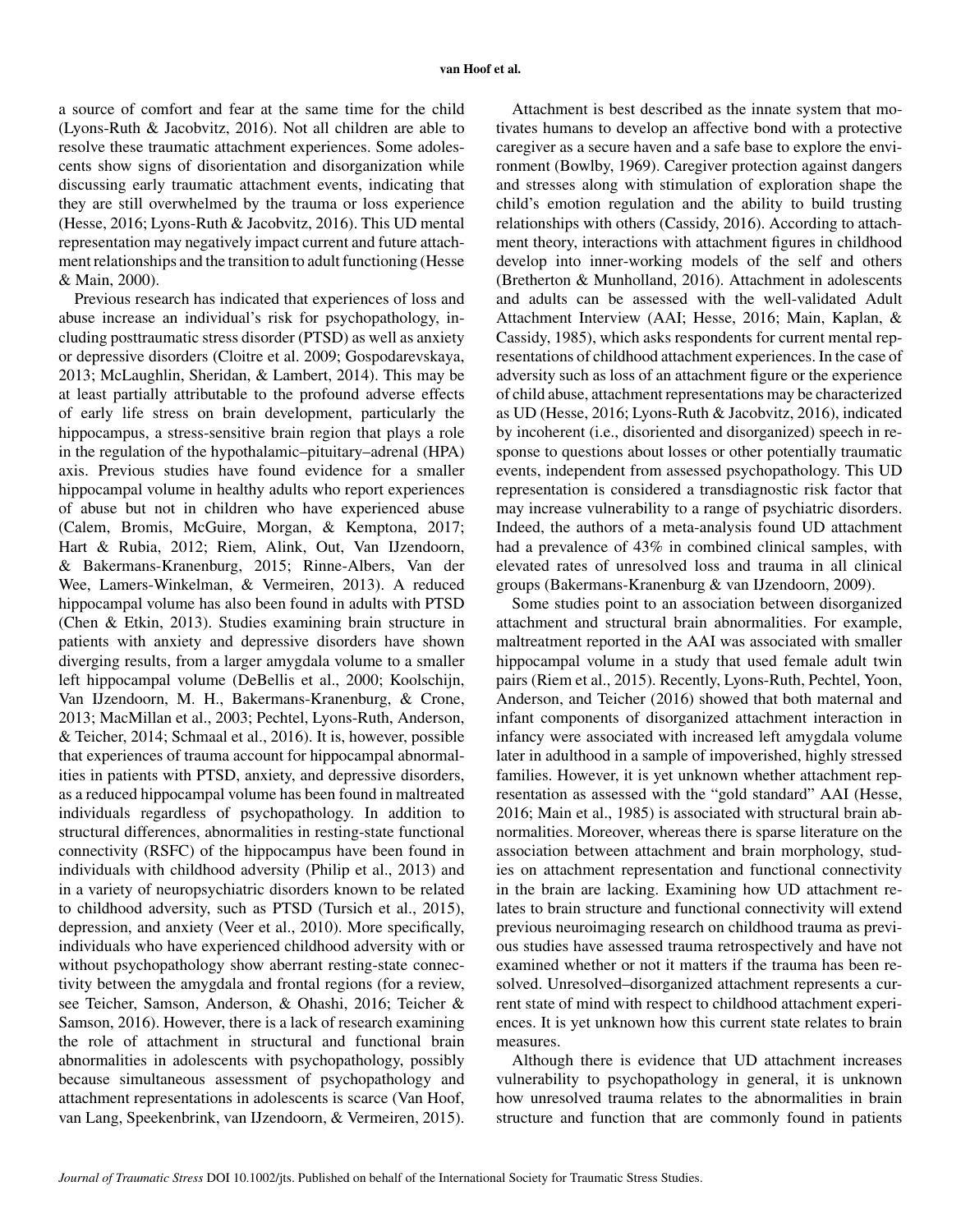a source of comfort and fear at the same time for the child (Lyons-Ruth & Jacobvitz, 2016). Not all children are able to resolve these traumatic attachment experiences. Some adolescents show signs of disorientation and disorganization while discussing early traumatic attachment events, indicating that they are still overwhelmed by the trauma or loss experience (Hesse, 2016; Lyons-Ruth & Jacobvitz, 2016). This UD mental representation may negatively impact current and future attachment relationships and the transition to adult functioning (Hesse & Main, 2000).

Previous research has indicated that experiences of loss and abuse increase an individual's risk for psychopathology, including posttraumatic stress disorder (PTSD) as well as anxiety or depressive disorders (Cloitre et al. 2009; Gospodarevskaya, 2013; McLaughlin, Sheridan, & Lambert, 2014). This may be at least partially attributable to the profound adverse effects of early life stress on brain development, particularly the hippocampus, a stress-sensitive brain region that plays a role in the regulation of the hypothalamic–pituitary–adrenal (HPA) axis. Previous studies have found evidence for a smaller hippocampal volume in healthy adults who report experiences of abuse but not in children who have experienced abuse (Calem, Bromis, McGuire, Morgan, & Kemptona, 2017; Hart & Rubia, 2012; Riem, Alink, Out, Van IJzendoorn, & Bakermans-Kranenburg, 2015; Rinne-Albers, Van der Wee, Lamers-Winkelman, & Vermeiren, 2013). A reduced hippocampal volume has also been found in adults with PTSD (Chen & Etkin, 2013). Studies examining brain structure in patients with anxiety and depressive disorders have shown diverging results, from a larger amygdala volume to a smaller left hippocampal volume (DeBellis et al., 2000; Koolschijn, Van IJzendoorn, M. H., Bakermans-Kranenburg, & Crone, 2013; MacMillan et al., 2003; Pechtel, Lyons-Ruth, Anderson, & Teicher, 2014; Schmaal et al., 2016). It is, however, possible that experiences of trauma account for hippocampal abnormalities in patients with PTSD, anxiety, and depressive disorders, as a reduced hippocampal volume has been found in maltreated individuals regardless of psychopathology. In addition to structural differences, abnormalities in resting-state functional connectivity (RSFC) of the hippocampus have been found in individuals with childhood adversity (Philip et al., 2013) and in a variety of neuropsychiatric disorders known to be related to childhood adversity, such as PTSD (Tursich et al., 2015), depression, and anxiety (Veer et al., 2010). More specifically, individuals who have experienced childhood adversity with or without psychopathology show aberrant resting-state connectivity between the amygdala and frontal regions (for a review, see Teicher, Samson, Anderson, & Ohashi, 2016; Teicher & Samson, 2016). However, there is a lack of research examining the role of attachment in structural and functional brain abnormalities in adolescents with psychopathology, possibly because simultaneous assessment of psychopathology and attachment representations in adolescents is scarce (Van Hoof, van Lang, Speekenbrink, van IJzendoorn, & Vermeiren, 2015).

Attachment is best described as the innate system that motivates humans to develop an affective bond with a protective caregiver as a secure haven and a safe base to explore the environment (Bowlby, 1969). Caregiver protection against dangers and stresses along with stimulation of exploration shape the child's emotion regulation and the ability to build trusting relationships with others (Cassidy, 2016). According to attachment theory, interactions with attachment figures in childhood develop into inner-working models of the self and others (Bretherton & Munholland, 2016). Attachment in adolescents and adults can be assessed with the well-validated Adult Attachment Interview (AAI; Hesse, 2016; Main, Kaplan, & Cassidy, 1985), which asks respondents for current mental representations of childhood attachment experiences. In the case of adversity such as loss of an attachment figure or the experience of child abuse, attachment representations may be characterized as UD (Hesse, 2016; Lyons-Ruth & Jacobvitz, 2016), indicated by incoherent (i.e., disoriented and disorganized) speech in response to questions about losses or other potentially traumatic events, independent from assessed psychopathology. This UD representation is considered a transdiagnostic risk factor that may increase vulnerability to a range of psychiatric disorders. Indeed, the authors of a meta-analysis found UD attachment had a prevalence of 43% in combined clinical samples, with elevated rates of unresolved loss and trauma in all clinical groups (Bakermans-Kranenburg & van IJzendoorn, 2009).

Some studies point to an association between disorganized attachment and structural brain abnormalities. For example, maltreatment reported in the AAI was associated with smaller hippocampal volume in a study that used female adult twin pairs (Riem et al., 2015). Recently, Lyons-Ruth, Pechtel, Yoon, Anderson, and Teicher (2016) showed that both maternal and infant components of disorganized attachment interaction in infancy were associated with increased left amygdala volume later in adulthood in a sample of impoverished, highly stressed families. However, it is yet unknown whether attachment representation as assessed with the "gold standard" AAI (Hesse, 2016; Main et al., 1985) is associated with structural brain abnormalities. Moreover, whereas there is sparse literature on the association between attachment and brain morphology, studies on attachment representation and functional connectivity in the brain are lacking. Examining how UD attachment relates to brain structure and functional connectivity will extend previous neuroimaging research on childhood trauma as previous studies have assessed trauma retrospectively and have not examined whether or not it matters if the trauma has been resolved. Unresolved–disorganized attachment represents a current state of mind with respect to childhood attachment experiences. It is yet unknown how this current state relates to brain measures.

Although there is evidence that UD attachment increases vulnerability to psychopathology in general, it is unknown how unresolved trauma relates to the abnormalities in brain structure and function that are commonly found in patients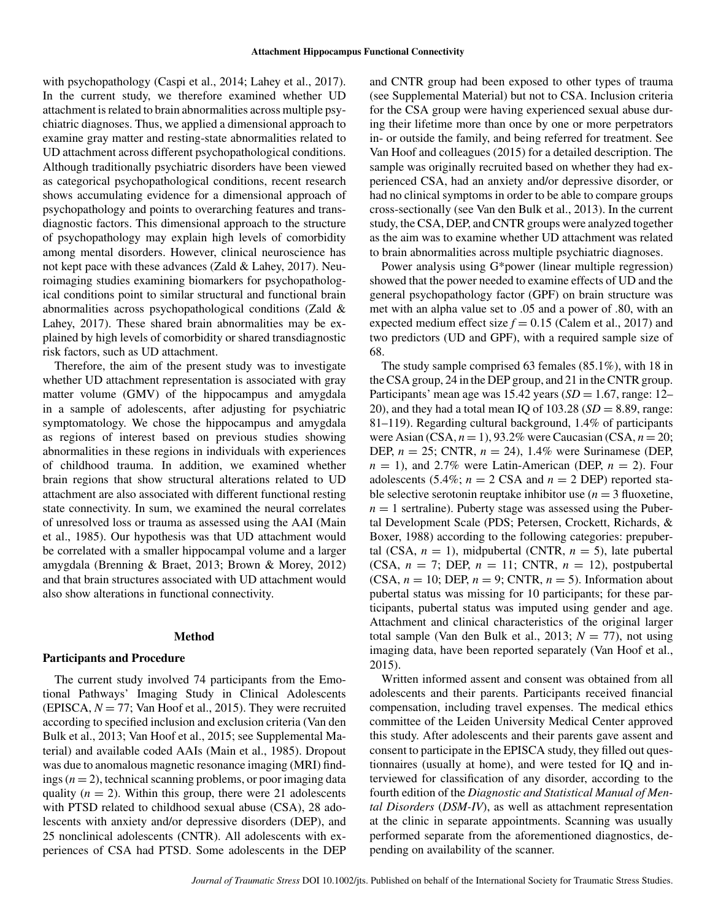with psychopathology (Caspi et al., 2014; Lahey et al., 2017). In the current study, we therefore examined whether UD attachment is related to brain abnormalities across multiple psychiatric diagnoses. Thus, we applied a dimensional approach to examine gray matter and resting-state abnormalities related to UD attachment across different psychopathological conditions. Although traditionally psychiatric disorders have been viewed as categorical psychopathological conditions, recent research shows accumulating evidence for a dimensional approach of psychopathology and points to overarching features and transdiagnostic factors. This dimensional approach to the structure of psychopathology may explain high levels of comorbidity among mental disorders. However, clinical neuroscience has not kept pace with these advances (Zald & Lahey, 2017). Neuroimaging studies examining biomarkers for psychopathological conditions point to similar structural and functional brain abnormalities across psychopathological conditions (Zald & Lahey, 2017). These shared brain abnormalities may be explained by high levels of comorbidity or shared transdiagnostic risk factors, such as UD attachment.

Therefore, the aim of the present study was to investigate whether UD attachment representation is associated with gray matter volume (GMV) of the hippocampus and amygdala in a sample of adolescents, after adjusting for psychiatric symptomatology. We chose the hippocampus and amygdala as regions of interest based on previous studies showing abnormalities in these regions in individuals with experiences of childhood trauma. In addition, we examined whether brain regions that show structural alterations related to UD attachment are also associated with different functional resting state connectivity. In sum, we examined the neural correlates of unresolved loss or trauma as assessed using the AAI (Main et al., 1985). Our hypothesis was that UD attachment would be correlated with a smaller hippocampal volume and a larger amygdala (Brenning & Braet, 2013; Brown & Morey, 2012) and that brain structures associated with UD attachment would also show alterations in functional connectivity.

## Method

### Participants and Procedure

The current study involved 74 participants from the Emotional Pathways' Imaging Study in Clinical Adolescents (EPISCA, $N = 77$; Van Hoof et al., 2015). They were recruited according to specified inclusion and exclusion criteria (Van den Bulk et al., 2013; Van Hoof et al., 2015; see Supplemental Material) and available coded AAIs (Main et al., 1985). Dropout was due to anomalous magnetic resonance imaging (MRI) findings ($n = 2$), technical scanning problems, or poor imaging data quality ($n = 2$). Within this group, there were 21 adolescents with PTSD related to childhood sexual abuse (CSA), 28 adolescents with anxiety and/or depressive disorders (DEP), and 25 nonclinical adolescents (CNTR). All adolescents with experiences of CSA had PTSD. Some adolescents in the DEP and CNTR group had been exposed to other types of trauma (see Supplemental Material) but not to CSA. Inclusion criteria for the CSA group were having experienced sexual abuse during their lifetime more than once by one or more perpetrators in- or outside the family, and being referred for treatment. See Van Hoof and colleagues (2015) for a detailed description. The sample was originally recruited based on whether they had experienced CSA, had an anxiety and/or depressive disorder, or had no clinical symptoms in order to be able to compare groups cross-sectionally (see Van den Bulk et al., 2013). In the current study, the CSA, DEP, and CNTR groups were analyzed together as the aim was to examine whether UD attachment was related to brain abnormalities across multiple psychiatric diagnoses.

Power analysis using G*power (linear multiple regression) showed that the power needed to examine effects of UD and the general psychopathology factor (GPF) on brain structure was met with an alpha value set to .05 and a power of .80, with an expected medium effect size $f = 0.15$ (Calem et al., 2017) and two predictors (UD and GPF), with a required sample size of 68.

The study sample comprised 63 females (85.1%), with 18 in the CSA group, 24 in the DEP group, and 21 in the CNTR group. Participants' mean age was 15.42 years ($SD = 1.67$, range: 12–20), and they had a total mean IQ of 103.28 ($SD = 8.89$, range: 81–119). Regarding cultural background, 1.4% of participants were Asian (CSA, $n = 1$), 93.2% were Caucasian (CSA, $n = 20$; DEP, $n = 25$; CNTR, $n = 24$), 1.4% were Surinamese (DEP, $n = 1$), and 2.7% were Latin-American (DEP, $n = 2$). Four adolescents (5.4%; $n = 2$ CSA and $n = 2$ DEP) reported stable selective serotonin reuptake inhibitor use ($n = 3$ fluoxetine, $n = 1$ sertraline). Puberty stage was assessed using the Pubertal Development Scale (PDS; Petersen, Crockett, Richards, & Boxer, 1988) according to the following categories: prepubertal (CSA, $n = 1$), midpubertal (CNTR, $n = 5$), late pubertal (CSA, $n = 7$; DEP, $n = 11$; CNTR, $n = 12$), postpubertal (CSA, $n = 10$; DEP, $n = 9$; CNTR, $n = 5$). Information about pubertal status was missing for 10 participants; for these participants, pubertal status was imputed using gender and age. Attachment and clinical characteristics of the original larger total sample (Van den Bulk et al., 2013; $N = 77$), not using imaging data, have been reported separately (Van Hoof et al., 2015).

Written informed assent and consent was obtained from all adolescents and their parents. Participants received financial compensation, including travel expenses. The medical ethics committee of the Leiden University Medical Center approved this study. After adolescents and their parents gave assent and consent to participate in the EPISCA study, they filled out questionnaires (usually at home), and were tested for IQ and interviewed for classification of any disorder, according to the fourth edition of the *Diagnostic and Statistical Manual of Mental Disorders* (*DSM-IV*), as well as attachment representation at the clinic in separate appointments. Scanning was usually performed separate from the aforementioned diagnostics, depending on availability of the scanner.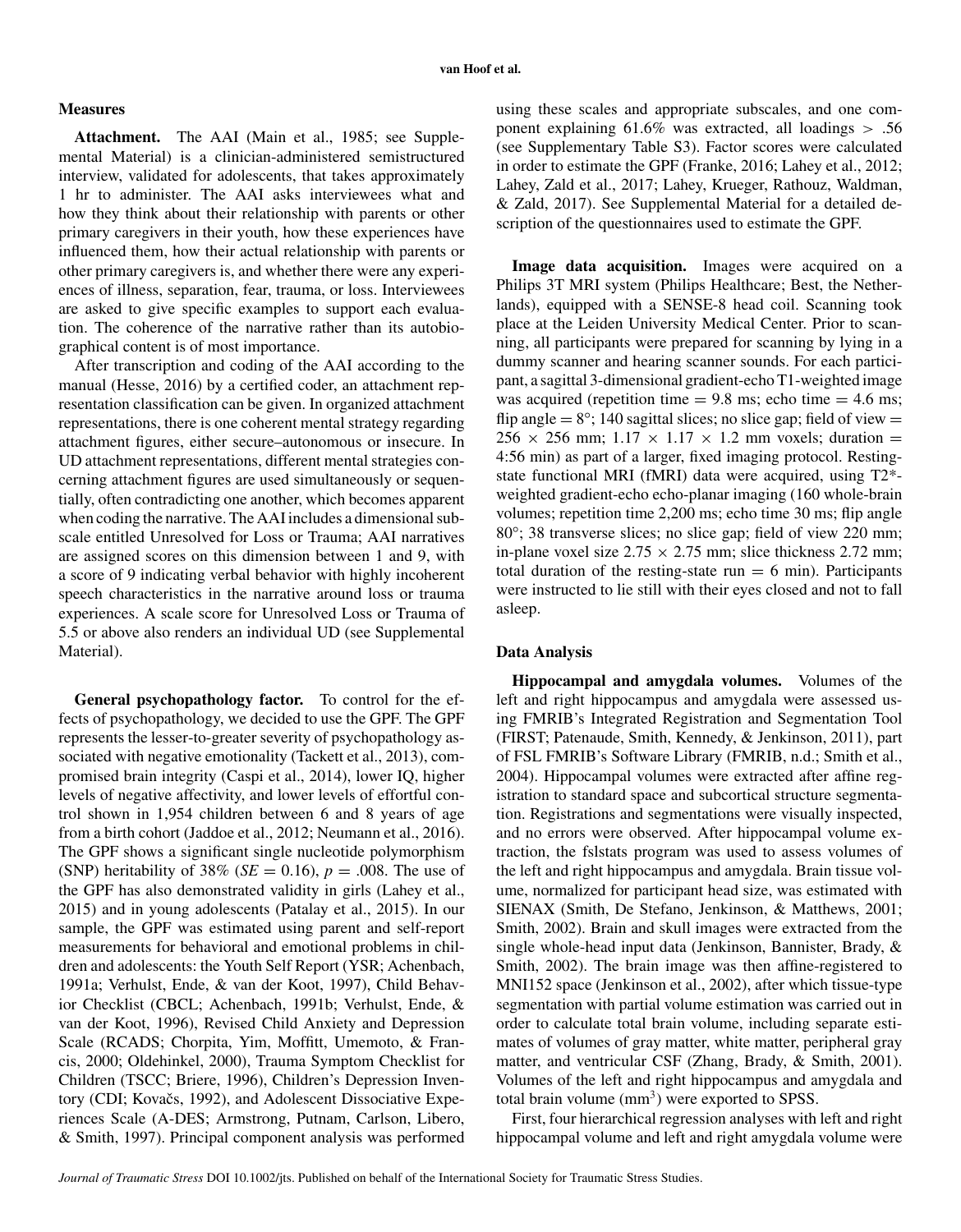## Measures

**Attachment.** The AAI (Main et al., 1985; see Supplemental Material) is a clinician-administered semistructured interview, validated for adolescents, that takes approximately 1 hr to administer. The AAI asks interviewees what and how they think about their relationship with parents or other primary caregivers in their youth, how these experiences have influenced them, how their actual relationship with parents or other primary caregivers is, and whether there were any experiences of illness, separation, fear, trauma, or loss. Interviewees are asked to give specific examples to support each evaluation. The coherence of the narrative rather than its autobiographical content is of most importance.

After transcription and coding of the AAI according to the manual (Hesse, 2016) by a certified coder, an attachment representation classification can be given. In organized attachment representations, there is one coherent mental strategy regarding attachment figures, either secure–autonomous or insecure. In UD attachment representations, different mental strategies concerning attachment figures are used simultaneously or sequentially, often contradicting one another, which becomes apparent when coding the narrative. The AAI includes a dimensional subscale entitled Unresolved for Loss or Trauma; AAI narratives are assigned scores on this dimension between 1 and 9, with a score of 9 indicating verbal behavior with highly incoherent speech characteristics in the narrative around loss or trauma experiences. A scale score for Unresolved Loss or Trauma of 5.5 or above also renders an individual UD (see Supplemental Material).

**General psychopathology factor.** To control for the effects of psychopathology, we decided to use the GPF. The GPF represents the lesser-to-greater severity of psychopathology associated with negative emotionality (Tackett et al., 2013), compromised brain integrity (Caspi et al., 2014), lower IQ, higher levels of negative affectivity, and lower levels of effortful control shown in 1,954 children between 6 and 8 years of age from a birth cohort (Jaddoe et al., 2012; Neumann et al., 2016). The GPF shows a significant single nucleotide polymorphism (SNP) heritability of 38% ($SE = 0.16$), $p = .008$. The use of the GPF has also demonstrated validity in girls (Lahey et al., 2015) and in young adolescents (Patalay et al., 2015). In our sample, the GPF was estimated using parent and self-report measurements for behavioral and emotional problems in children and adolescents: the Youth Self Report (YSR; Achenbach, 1991a; Verhulst, Ende, & van der Koot, 1997), Child Behavior Checklist (CBCL; Achenbach, 1991b; Verhulst, Ende, & van der Koot, 1996), Revised Child Anxiety and Depression Scale (RCADS; Chorpita, Yim, Moffitt, Umemoto, & Francis, 2000; Oldehinkel, 2000), Trauma Symptom Checklist for Children (TSCC; Briere, 1996), Children's Depression Inventory (CDI; Kovačs, 1992), and Adolescent Dissociative Experiences Scale (A-DES; Armstrong, Putnam, Carlson, Libero, & Smith, 1997). Principal component analysis was performed using these scales and appropriate subscales, and one component explaining 61.6% was extracted, all loadings > .56 (see Supplementary Table S3). Factor scores were calculated in order to estimate the GPF (Franke, 2016; Lahey et al., 2012; Lahey, Zald et al., 2017; Lahey, Krueger, Rathouz, Waldman, & Zald, 2017). See Supplemental Material for a detailed description of the questionnaires used to estimate the GPF.

**Image data acquisition.** Images were acquired on a Philips 3T MRI system (Philips Healthcare; Best, the Netherlands), equipped with a SENSE-8 head coil. Scanning took place at the Leiden University Medical Center. Prior to scanning, all participants were prepared for scanning by lying in a dummy scanner and hearing scanner sounds. For each participant, a sagittal 3-dimensional gradient-echo T1-weighted image was acquired (repetition time = 9.8 ms; echo time = 4.6 ms; flip angle = 8°; 140 sagittal slices; no slice gap; field of view = 256 × 256 mm; 1.17 × 1.17 × 1.2 mm voxels; duration = 4:56 min) as part of a larger, fixed imaging protocol. Resting-state functional MRI (fMRI) data were acquired, using T2*-weighted gradient-echo echo-planar imaging (160 whole-brain volumes; repetition time 2,200 ms; echo time 30 ms; flip angle 80°; 38 transverse slices; no slice gap; field of view 220 mm; in-plane voxel size 2.75 × 2.75 mm; slice thickness 2.72 mm; total duration of the resting-state run = 6 min). Participants were instructed to lie still with their eyes closed and not to fall asleep.

## Data Analysis

**Hippocampal and amygdala volumes.** Volumes of the left and right hippocampus and amygdala were assessed using FMRIB's Integrated Registration and Segmentation Tool (FIRST; Patenaude, Smith, Kennedy, & Jenkinson, 2011), part of FSL FMRIB's Software Library (FMRIB, n.d.; Smith et al., 2004). Hippocampal volumes were extracted after affine registration to standard space and subcortical structure segmentation. Registrations and segmentations were visually inspected, and no errors were observed. After hippocampal volume extraction, the fslstats program was used to assess volumes of the left and right hippocampus and amygdala. Brain tissue volume, normalized for participant head size, was estimated with SIENAX (Smith, De Stefano, Jenkinson, & Matthews, 2001; Smith, 2002). Brain and skull images were extracted from the single whole-head input data (Jenkinson, Bannister, Brady, & Smith, 2002). The brain image was then affine-registered to MNI152 space (Jenkinson et al., 2002), after which tissue-type segmentation with partial volume estimation was carried out in order to calculate total brain volume, including separate estimates of volumes of gray matter, white matter, peripheral gray matter, and ventricular CSF (Zhang, Brady, & Smith, 2001). Volumes of the left and right hippocampus and amygdala and total brain volume ($mm^3$) were exported to SPSS.

First, four hierarchical regression analyses with left and right hippocampal volume and left and right amygdala volume were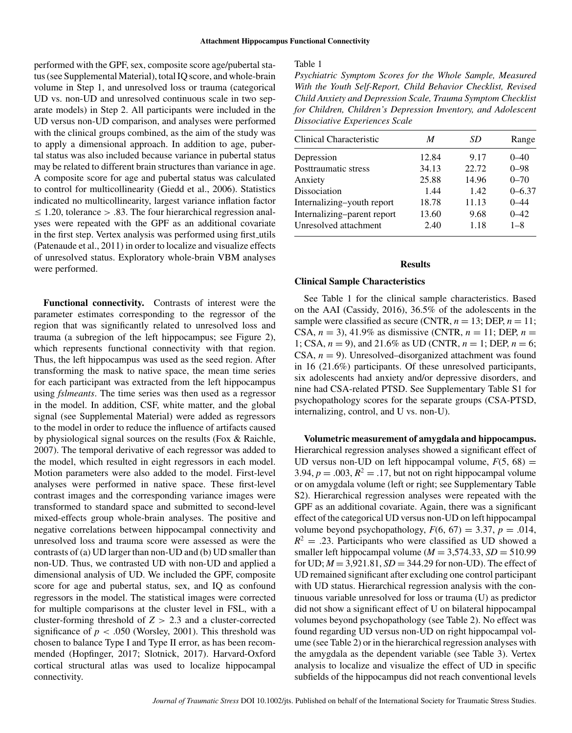performed with the GPF, sex, composite score age/pubertal status (see Supplemental Material), total IQ score, and whole-brain volume in Step 1, and unresolved loss or trauma (categorical UD vs. non-UD and unresolved continuous scale in two separate models) in Step 2. All participants were included in the UD versus non-UD comparison, and analyses were performed with the clinical groups combined, as the aim of the study was to apply a dimensional approach. In addition to age, pubertal status was also included because variance in pubertal status may be related to different brain structures than variance in age. A composite score for age and pubertal status was calculated to control for multicollinearity (Giedd et al., 2006). Statistics indicated no multicollinearity, largest variance inflation factor $\leq 1.20$, tolerance $> .83$. The four hierarchical regression analyses were repeated with the GPF as an additional covariate in the first step. Vertex analysis was performed using first_utils (Patenaude et al., 2011) in order to localize and visualize effects of unresolved status. Exploratory whole-brain VBM analyses were performed.

**Functional connectivity.** Contrasts of interest were the parameter estimates corresponding to the regressor of the region that was significantly related to unresolved loss and trauma (a subregion of the left hippocampus; see Figure 2), which represents functional connectivity with that region. Thus, the left hippocampus was used as the seed region. After transforming the mask to native space, the mean time series for each participant was extracted from the left hippocampus using *fslmeants*. The time series was then used as a regressor in the model. In addition, CSF, white matter, and the global signal (see Supplemental Material) were added as regressors to the model in order to reduce the influence of artifacts caused by physiological signal sources on the results (Fox & Raichle, 2007). The temporal derivative of each regressor was added to the model, which resulted in eight regressors in each model. Motion parameters were also added to the model. First-level analyses were performed in native space. These first-level contrast images and the corresponding variance images were transformed to standard space and submitted to second-level mixed-effects group whole-brain analyses. The positive and negative correlations between hippocampal connectivity and unresolved loss and trauma score were assessed as were the contrasts of (a) UD larger than non-UD and (b) UD smaller than non-UD. Thus, we contrasted UD with non-UD and applied a dimensional analysis of UD. We included the GPF, composite score for age and pubertal status, sex, and IQ as confound regressors in the model. The statistical images were corrected for multiple comparisons at the cluster level in FSL, with a cluster-forming threshold of $Z > 2.3$ and a cluster-corrected significance of $p < .050$ (Worsley, 2001). This threshold was chosen to balance Type I and Type II error, as has been recommended (Hopfinger, 2017; Slotnick, 2017). Harvard-Oxford cortical structural atlas was used to localize hippocampal connectivity.

Table 1

*Psychiatric Symptom Scores for the Whole Sample, Measured With the Youth Self-Report, Child Behavior Checklist, Revised Child Anxiety and Depression Scale, Trauma Symptom Checklist for Children, Children's Depression Inventory, and Adolescent Dissociative Experiences Scale*

| Clinical Characteristic | *M* | *SD* | Range |
|---|---|---|---|
| Depression | 12.84 | 9.17 | 0–40 |
| Posttraumatic stress | 34.13 | 22.72 | 0–98 |
| Anxiety | 25.88 | 14.96 | 0–70 |
| Dissociation | 1.44 | 1.42 | 0–6.37 |
| Internalizing–youth report | 18.78 | 11.13 | 0–44 |
| Internalizing–parent report | 13.60 | 9.68 | 0–42 |
| Unresolved attachment | 2.40 | 1.18 | 1–8 |

## Results

### Clinical Sample Characteristics

See Table 1 for the clinical sample characteristics. Based on the AAI (Cassidy, 2016), 36.5% of the adolescents in the sample were classified as secure (CNTR, $n = 13$; DEP, $n = 11$; CSA, $n = 3$), 41.9% as dismissive (CNTR, $n = 11$; DEP, $n = 1$; CSA, $n = 9$), and 21.6% as UD (CNTR, $n = 1$; DEP, $n = 6$; CSA, $n = 9$). Unresolved–disorganized attachment was found in 16 (21.6%) participants. Of these unresolved participants, six adolescents had anxiety and/or depressive disorders, and nine had CSA-related PTSD. See Supplementary Table S1 for psychopathology scores for the separate groups (CSA-PTSD, internalizing, control, and U vs. non-U).

**Volumetric measurement of amygdala and hippocampus.** Hierarchical regression analyses showed a significant effect of UD versus non-UD on left hippocampal volume, $F(5, 68) = 3.94$, $p = .003$, $R^2 = .17$, but not on right hippocampal volume or on amygdala volume (left or right; see Supplementary Table S2). Hierarchical regression analyses were repeated with the GPF as an additional covariate. Again, there was a significant effect of the categorical UD versus non-UD on left hippocampal volume beyond psychopathology, $F(6, 67) = 3.37$, $p = .014$, $R^2 = .23$. Participants who were classified as UD showed a smaller left hippocampal volume ($M = 3{,}574.33$, $SD = 510.99$ for UD; $M = 3{,}921.81$, $SD = 344.29$ for non-UD). The effect of UD remained significant after excluding one control participant with UD status. Hierarchical regression analysis with the continuous variable unresolved for loss or trauma (U) as predictor did not show a significant effect of U on bilateral hippocampal volumes beyond psychopathology (see Table 2). No effect was found regarding UD versus non-UD on right hippocampal volume (see Table 2) or in the hierarchical regression analyses with the amygdala as the dependent variable (see Table 3). Vertex analysis to localize and visualize the effect of UD in specific subfields of the hippocampus did not reach conventional levels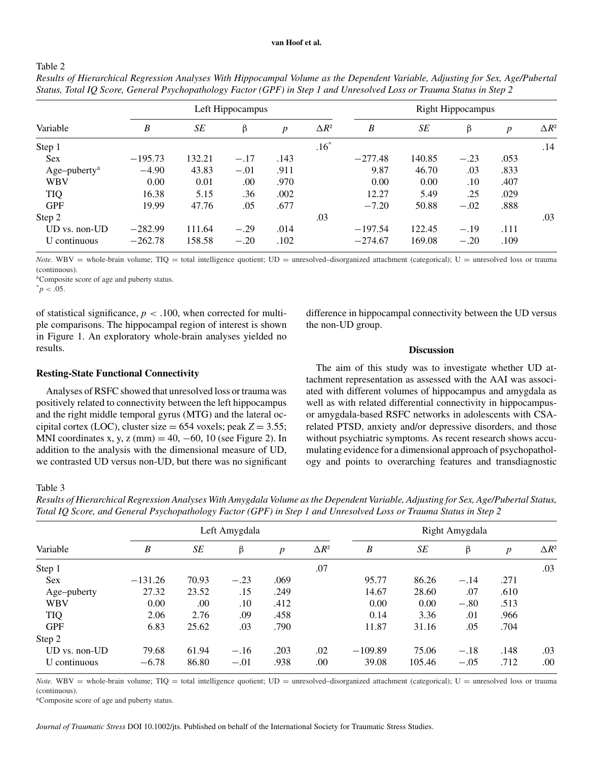Table 2

*Results of Hierarchical Regression Analyses With Hippocampal Volume as the Dependent Variable, Adjusting for Sex, Age/Pubertal Status, Total IQ Score, General Psychopathology Factor (GPF) in Step 1 and Unresolved Loss or Trauma Status in Step 2*

| | Left Hippocampus | | | | | Right Hippocampus | | | | |
|---|---|---|---|---|---|---|---|---|---|---|
| Variable | *B* | *SE* | β | *p* | $\Delta R^2$ | *B* | *SE* | β | *p* | $\Delta R^2$ |
| Step 1 | | | | | .16* | | | | | .14 |
| Sex | −195.73 | 132.21 | −.17 | .143 | | −277.48 | 140.85 | −.23 | .053 | |
| Age–puberty[a] | −4.90 | 43.83 | −.01 | .911 | | 9.87 | 46.70 | .03 | .833 | |
| WBV | 0.00 | 0.01 | .00 | .970 | | 0.00 | 0.00 | .10 | .407 | |
| TIQ | 16.38 | 5.15 | .36 | .002 | | 12.27 | 5.49 | .25 | .029 | |
| GPF | 19.99 | 47.76 | .05 | .677 | | −7.20 | 50.88 | −.02 | .888 | |
| Step 2 | | | | | .03 | | | | | .03 |
| UD vs. non-UD | −282.99 | 111.64 | −.29 | .014 | | −197.54 | 122.45 | −.19 | .111 | |
| U continuous | −262.78 | 158.58 | −.20 | .102 | | −274.67 | 169.08 | −.20 | .109 | |

*Note.* WBV = whole-brain volume; TIQ = total intelligence quotient; UD = unresolved–disorganized attachment (categorical); U = unresolved loss or trauma (continuous).
[a]Composite score of age and puberty status.
*$p < .05$.

of statistical significance, $p < .100$, when corrected for multiple comparisons. The hippocampal region of interest is shown in Figure 1. An exploratory whole-brain analyses yielded no results.

### Resting-State Functional Connectivity

Analyses of RSFC showed that unresolved loss or trauma was positively related to connectivity between the left hippocampus and the right middle temporal gyrus (MTG) and the lateral occipital cortex (LOC), cluster size = 654 voxels; peak $Z = 3.55$; MNI coordinates x, y, z (mm) = 40, −60, 10 (see Figure 2). In addition to the analysis with the dimensional measure of UD, we contrasted UD versus non-UD, but there was no significant difference in hippocampal connectivity between the UD versus the non-UD group.

## Discussion

The aim of this study was to investigate whether UD attachment representation as assessed with the AAI was associated with different volumes of hippocampus and amygdala as well as with related differential connectivity in hippocampus- or amygdala-based RSFC networks in adolescents with CSA-related PTSD, anxiety and/or depressive disorders, and those without psychiatric symptoms. As recent research shows accumulating evidence for a dimensional approach of psychopathology and points to overarching features and transdiagnostic

Table 3

*Results of Hierarchical Regression Analyses With Amygdala Volume as the Dependent Variable, Adjusting for Sex, Age/Pubertal Status, Total IQ Score, and General Psychopathology Factor (GPF) in Step 1 and Unresolved Loss or Trauma Status in Step 2*

| | Left Amygdala | | | | | Right Amygdala | | | | |
|---|---|---|---|---|---|---|---|---|---|---|
| Variable | *B* | *SE* | β | *p* | $\Delta R^2$ | *B* | *SE* | β | *p* | $\Delta R^2$ |
| Step 1 | | | | | .07 | | | | | .03 |
| Sex | −131.26 | 70.93 | −.23 | .069 | | 95.77 | 86.26 | −.14 | .271 | |
| Age–puberty | 27.32 | 23.52 | .15 | .249 | | 14.67 | 28.60 | .07 | .610 | |
| WBV | 0.00 | .00 | .10 | .412 | | 0.00 | 0.00 | −.80 | .513 | |
| TIQ | 2.06 | 2.76 | .09 | .458 | | 0.14 | 3.36 | .01 | .966 | |
| GPF | 6.83 | 25.62 | .03 | .790 | | 11.87 | 31.16 | .05 | .704 | |
| Step 2 | | | | | | | | | | |
| UD vs. non-UD | 79.68 | 61.94 | −.16 | .203 | .02 | −109.89 | 75.06 | −.18 | .148 | .03 |
| U continuous | −6.78 | 86.80 | −.01 | .938 | .00 | 39.08 | 105.46 | −.05 | .712 | .00 |

*Note.* WBV = whole-brain volume; TIQ = total intelligence quotient; UD = unresolved–disorganized attachment (categorical); U = unresolved loss or trauma (continuous).
[a]Composite score of age and puberty status.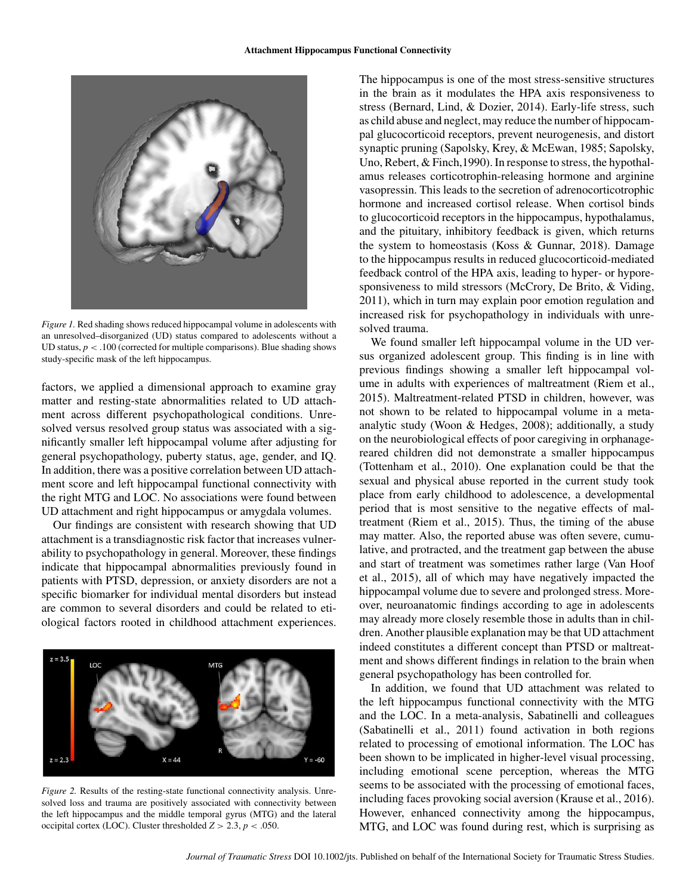*Figure 1.* Red shading shows reduced hippocampal volume in adolescents with an unresolved–disorganized (UD) status compared to adolescents without a UD status, $p < .100$ (corrected for multiple comparisons). Blue shading shows study-specific mask of the left hippocampus.

factors, we applied a dimensional approach to examine gray matter and resting-state abnormalities related to UD attachment across different psychopathological conditions. Unresolved versus resolved group status was associated with a significantly smaller left hippocampal volume after adjusting for general psychopathology, puberty status, age, gender, and IQ. In addition, there was a positive correlation between UD attachment score and left hippocampal functional connectivity with the right MTG and LOC. No associations were found between UD attachment and right hippocampus or amygdala volumes.

Our findings are consistent with research showing that UD attachment is a transdiagnostic risk factor that increases vulnerability to psychopathology in general. Moreover, these findings indicate that hippocampal abnormalities previously found in patients with PTSD, depression, or anxiety disorders are not a specific biomarker for individual mental disorders but instead are common to several disorders and could be related to etiological factors rooted in childhood attachment experiences.

*Figure 2.* Results of the resting-state functional connectivity analysis. Unresolved loss and trauma are positively associated with connectivity between the left hippocampus and the middle temporal gyrus (MTG) and the lateral occipital cortex (LOC). Cluster thresholded $Z > 2.3$, $p < .050$.

The hippocampus is one of the most stress-sensitive structures in the brain as it modulates the HPA axis responsiveness to stress (Bernard, Lind, & Dozier, 2014). Early-life stress, such as child abuse and neglect, may reduce the number of hippocampal glucocorticoid receptors, prevent neurogenesis, and distort synaptic pruning (Sapolsky, Krey, & McEwan, 1985; Sapolsky, Uno, Rebert, & Finch,1990). In response to stress, the hypothalamus releases corticotrophin-releasing hormone and arginine vasopressin. This leads to the secretion of adrenocorticotrophic hormone and increased cortisol release. When cortisol binds to glucocorticoid receptors in the hippocampus, hypothalamus, and the pituitary, inhibitory feedback is given, which returns the system to homeostasis (Koss & Gunnar, 2018). Damage to the hippocampus results in reduced glucocorticoid-mediated feedback control of the HPA axis, leading to hyper- or hyporesponsiveness to mild stressors (McCrory, De Brito, & Viding, 2011), which in turn may explain poor emotion regulation and increased risk for psychopathology in individuals with unresolved trauma.

We found smaller left hippocampal volume in the UD versus organized adolescent group. This finding is in line with previous findings showing a smaller left hippocampal volume in adults with experiences of maltreatment (Riem et al., 2015). Maltreatment-related PTSD in children, however, was not shown to be related to hippocampal volume in a meta-analytic study (Woon & Hedges, 2008); additionally, a study on the neurobiological effects of poor caregiving in orphanage-reared children did not demonstrate a smaller hippocampus (Tottenham et al., 2010). One explanation could be that the sexual and physical abuse reported in the current study took place from early childhood to adolescence, a developmental period that is most sensitive to the negative effects of maltreatment (Riem et al., 2015). Thus, the timing of the abuse may matter. Also, the reported abuse was often severe, cumulative, and protracted, and the treatment gap between the abuse and start of treatment was sometimes rather large (Van Hoof et al., 2015), all of which may have negatively impacted the hippocampal volume due to severe and prolonged stress. Moreover, neuroanatomic findings according to age in adolescents may already more closely resemble those in adults than in children. Another plausible explanation may be that UD attachment indeed constitutes a different concept than PTSD or maltreatment and shows different findings in relation to the brain when general psychopathology has been controlled for.

In addition, we found that UD attachment was related to the left hippocampus functional connectivity with the MTG and the LOC. In a meta-analysis, Sabatinelli and colleagues (Sabatinelli et al., 2011) found activation in both regions related to processing of emotional information. The LOC has been shown to be implicated in higher-level visual processing, including emotional scene perception, whereas the MTG seems to be associated with the processing of emotional faces, including faces provoking social aversion (Krause et al., 2016). However, enhanced connectivity among the hippocampus, MTG, and LOC was found during rest, which is surprising as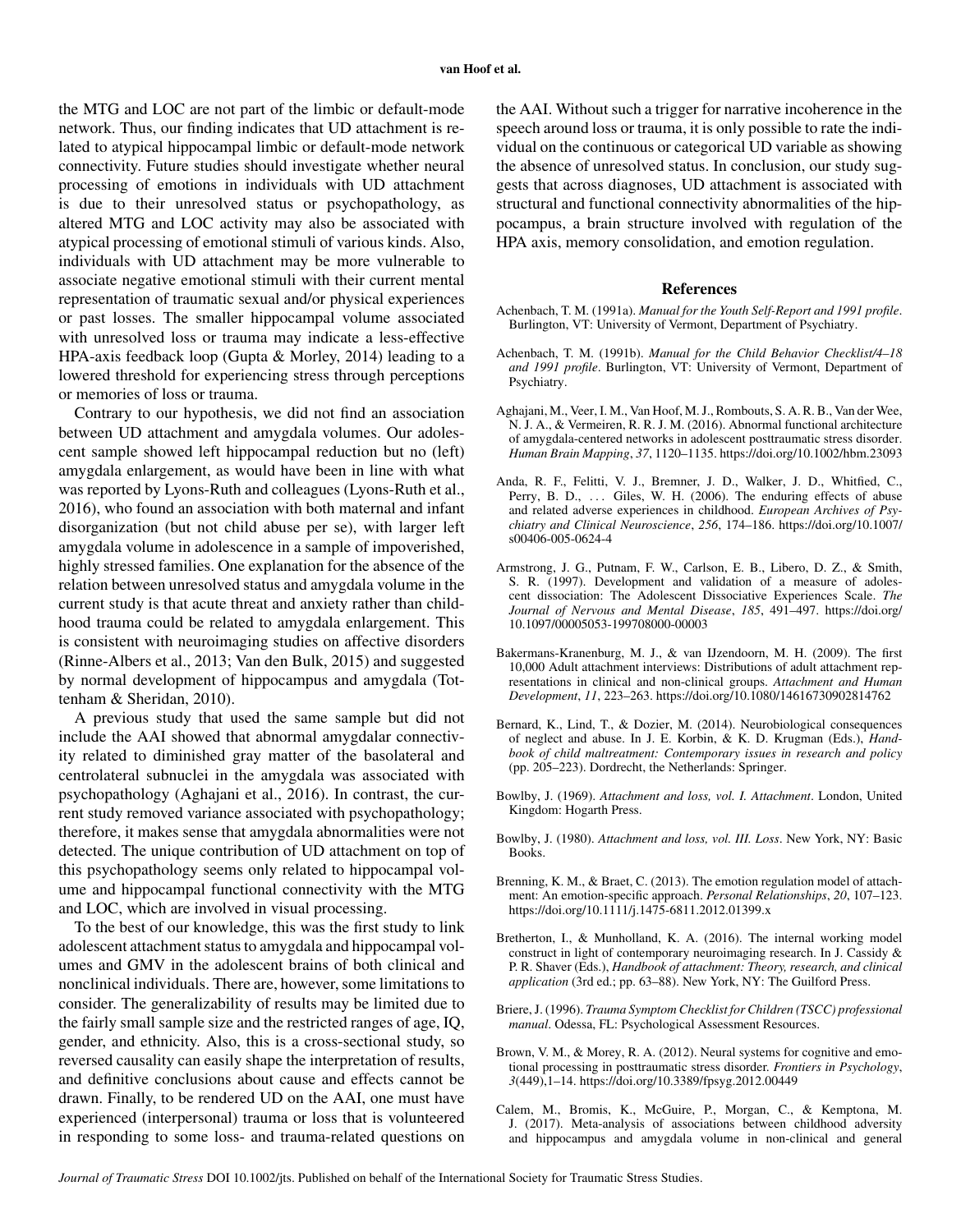the MTG and LOC are not part of the limbic or default-mode network. Thus, our finding indicates that UD attachment is related to atypical hippocampal limbic or default-mode network connectivity. Future studies should investigate whether neural processing of emotions in individuals with UD attachment is due to their unresolved status or psychopathology, as altered MTG and LOC activity may also be associated with atypical processing of emotional stimuli of various kinds. Also, individuals with UD attachment may be more vulnerable to associate negative emotional stimuli with their current mental representation of traumatic sexual and/or physical experiences or past losses. The smaller hippocampal volume associated with unresolved loss or trauma may indicate a less-effective HPA-axis feedback loop (Gupta & Morley, 2014) leading to a lowered threshold for experiencing stress through perceptions or memories of loss or trauma.

Contrary to our hypothesis, we did not find an association between UD attachment and amygdala volumes. Our adolescent sample showed left hippocampal reduction but no (left) amygdala enlargement, as would have been in line with what was reported by Lyons-Ruth and colleagues (Lyons-Ruth et al., 2016), who found an association with both maternal and infant disorganization (but not child abuse per se), with larger left amygdala volume in adolescence in a sample of impoverished, highly stressed families. One explanation for the absence of the relation between unresolved status and amygdala volume in the current study is that acute threat and anxiety rather than childhood trauma could be related to amygdala enlargement. This is consistent with neuroimaging studies on affective disorders (Rinne-Albers et al., 2013; Van den Bulk, 2015) and suggested by normal development of hippocampus and amygdala (Tottenham & Sheridan, 2010).

A previous study that used the same sample but did not include the AAI showed that abnormal amygdalar connectivity related to diminished gray matter of the basolateral and centrolateral subnuclei in the amygdala was associated with psychopathology (Aghajani et al., 2016). In contrast, the current study removed variance associated with psychopathology; therefore, it makes sense that amygdala abnormalities were not detected. The unique contribution of UD attachment on top of this psychopathology seems only related to hippocampal volume and hippocampal functional connectivity with the MTG and LOC, which are involved in visual processing.

To the best of our knowledge, this was the first study to link adolescent attachment status to amygdala and hippocampal volumes and GMV in the adolescent brains of both clinical and nonclinical individuals. There are, however, some limitations to consider. The generalizability of results may be limited due to the fairly small sample size and the restricted ranges of age, IQ, gender, and ethnicity. Also, this is a cross-sectional study, so reversed causality can easily shape the interpretation of results, and definitive conclusions about cause and effects cannot be drawn. Finally, to be rendered UD on the AAI, one must have experienced (interpersonal) trauma or loss that is volunteered in responding to some loss- and trauma-related questions on the AAI. Without such a trigger for narrative incoherence in the speech around loss or trauma, it is only possible to rate the individual on the continuous or categorical UD variable as showing the absence of unresolved status. In conclusion, our study suggests that across diagnoses, UD attachment is associated with structural and functional connectivity abnormalities of the hippocampus, a brain structure involved with regulation of the HPA axis, memory consolidation, and emotion regulation.

## References

Achenbach, T. M. (1991a). *Manual for the Youth Self-Report and 1991 profile*. Burlington, VT: University of Vermont, Department of Psychiatry.

Achenbach, T. M. (1991b). *Manual for the Child Behavior Checklist/4–18 and 1991 profile*. Burlington, VT: University of Vermont, Department of Psychiatry.

Aghajani, M., Veer, I. M., Van Hoof, M. J., Rombouts, S. A. R. B., Van der Wee, N. J. A., & Vermeiren, R. R. J. M. (2016). Abnormal functional architecture of amygdala-centered networks in adolescent posttraumatic stress disorder. *Human Brain Mapping*, *37*, 1120–1135. https://doi.org/10.1002/hbm.23093

Anda, R. F., Felitti, V. J., Bremner, J. D., Walker, J. D., Whitfied, C., Perry, B. D., ... Giles, W. H. (2006). The enduring effects of abuse and related adverse experiences in childhood. *European Archives of Psychiatry and Clinical Neuroscience*, *256*, 174–186. https://doi.org/10.1007/s00406-005-0624-4

Armstrong, J. G., Putnam, F. W., Carlson, E. B., Libero, D. Z., & Smith, S. R. (1997). Development and validation of a measure of adolescent dissociation: The Adolescent Dissociative Experiences Scale. *The Journal of Nervous and Mental Disease*, *185*, 491–497. https://doi.org/10.1097/00005053-199708000-00003

Bakermans-Kranenburg, M. J., & van IJzendoorn, M. H. (2009). The first 10,000 Adult attachment interviews: Distributions of adult attachment representations in clinical and non-clinical groups. *Attachment and Human Development*, *11*, 223–263. https://doi.org/10.1080/14616730902814762

Bernard, K., Lind, T., & Dozier, M. (2014). Neurobiological consequences of neglect and abuse. In J. E. Korbin, & K. D. Krugman (Eds.), *Handbook of child maltreatment: Contemporary issues in research and policy* (pp. 205–223). Dordrecht, the Netherlands: Springer.

Bowlby, J. (1969). *Attachment and loss, vol. I. Attachment*. London, United Kingdom: Hogarth Press.

Bowlby, J. (1980). *Attachment and loss, vol. III. Loss*. New York, NY: Basic Books.

Brenning, K. M., & Braet, C. (2013). The emotion regulation model of attachment: An emotion-specific approach. *Personal Relationships*, *20*, 107–123. https://doi.org/10.1111/j.1475-6811.2012.01399.x

Bretherton, I., & Munholland, K. A. (2016). The internal working model construct in light of contemporary neuroimaging research. In J. Cassidy & P. R. Shaver (Eds.), *Handbook of attachment: Theory, research, and clinical application* (3rd ed.; pp. 63–88). New York, NY: The Guilford Press.

Briere, J. (1996). *Trauma Symptom Checklist for Children (TSCC) professional manual*. Odessa, FL: Psychological Assessment Resources.

Brown, V. M., & Morey, R. A. (2012). Neural systems for cognitive and emotional processing in posttraumatic stress disorder. *Frontiers in Psychology*, *3*(449),1–14. https://doi.org/10.3389/fpsyg.2012.00449

Calem, M., Bromis, K., McGuire, P., Morgan, C., & Kemptona, M. J. (2017). Meta-analysis of associations between childhood adversity and hippocampus and amygdala volume in non-clinical and general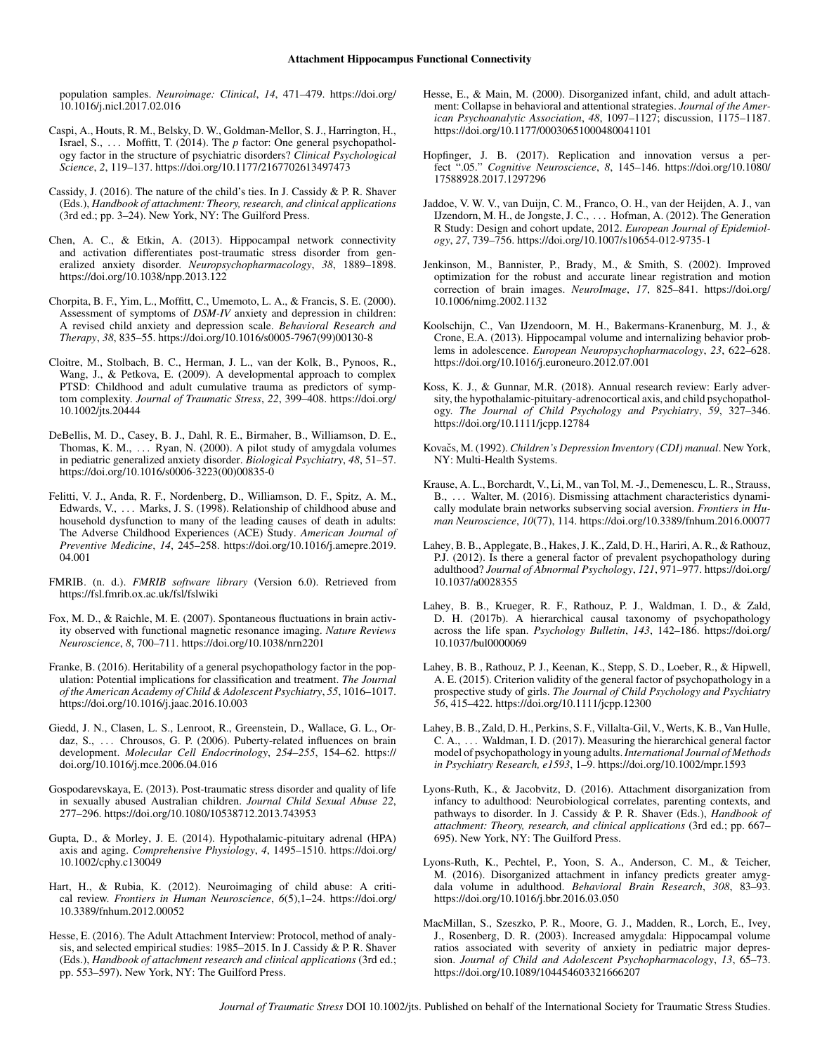population samples. *Neuroimage: Clinical*, *14*, 471–479. https://doi.org/10.1016/j.nicl.2017.02.016

Caspi, A., Houts, R. M., Belsky, D. W., Goldman-Mellor, S. J., Harrington, H., Israel, S., … Moffitt, T. (2014). The *p* factor: One general psychopathology factor in the structure of psychiatric disorders? *Clinical Psychological Science*, *2*, 119–137. https://doi.org/10.1177/2167702613497473

Cassidy, J. (2016). The nature of the child's ties. In J. Cassidy & P. R. Shaver (Eds.), *Handbook of attachment: Theory, research, and clinical applications* (3rd ed.; pp. 3–24). New York, NY: The Guilford Press.

Chen, A. C., & Etkin, A. (2013). Hippocampal network connectivity and activation differentiates post-traumatic stress disorder from generalized anxiety disorder. *Neuropsychopharmacology*, *38*, 1889–1898. https://doi.org/10.1038/npp.2013.122

Chorpita, B. F., Yim, L., Moffitt, C., Umemoto, L. A., & Francis, S. E. (2000). Assessment of symptoms of *DSM-IV* anxiety and depression in children: A revised child anxiety and depression scale. *Behavioral Research and Therapy*, *38*, 835–55. https://doi.org/10.1016/s0005-7967(99)00130-8

Cloitre, M., Stolbach, B. C., Herman, J. L., van der Kolk, B., Pynoos, R., Wang, J., & Petkova, E. (2009). A developmental approach to complex PTSD: Childhood and adult cumulative trauma as predictors of symptom complexity. *Journal of Traumatic Stress*, *22*, 399–408. https://doi.org/10.1002/jts.20444

DeBellis, M. D., Casey, B. J., Dahl, R. E., Birmaher, B., Williamson, D. E., Thomas, K. M., … Ryan, N. (2000). A pilot study of amygdala volumes in pediatric generalized anxiety disorder. *Biological Psychiatry*, *48*, 51–57. https://doi.org/10.1016/s0006-3223(00)00835-0

Felitti, V. J., Anda, R. F., Nordenberg, D., Williamson, D. F., Spitz, A. M., Edwards, V., … Marks, J. S. (1998). Relationship of childhood abuse and household dysfunction to many of the leading causes of death in adults: The Adverse Childhood Experiences (ACE) Study. *American Journal of Preventive Medicine*, *14*, 245–258. https://doi.org/10.1016/j.amepre.2019.04.001

FMRIB. (n. d.). *FMRIB software library* (Version 6.0). Retrieved from https://fsl.fmrib.ox.ac.uk/fsl/fslwiki

Fox, M. D., & Raichle, M. E. (2007). Spontaneous fluctuations in brain activity observed with functional magnetic resonance imaging. *Nature Reviews Neuroscience*, *8*, 700–711. https://doi.org/10.1038/nrn2201

Franke, B. (2016). Heritability of a general psychopathology factor in the population: Potential implications for classification and treatment. *The Journal of the American Academy of Child & Adolescent Psychiatry*, *55*, 1016–1017. https://doi.org/10.1016/j.jaac.2016.10.003

Giedd, J. N., Clasen, L. S., Lenroot, R., Greenstein, D., Wallace, G. L., Ordaz, S., … Chrousos, G. P. (2006). Puberty-related influences on brain development. *Molecular Cell Endocrinology*, *254–255*, 154–62. https://doi.org/10.1016/j.mce.2006.04.016

Gospodarevskaya, E. (2013). Post-traumatic stress disorder and quality of life in sexually abused Australian children. *Journal Child Sexual Abuse 22*, 277–296. https://doi.org/10.1080/10538712.2013.743953

Gupta, D., & Morley, J. E. (2014). Hypothalamic-pituitary adrenal (HPA) axis and aging. *Comprehensive Physiology*, *4*, 1495–1510. https://doi.org/10.1002/cphy.c130049

Hart, H., & Rubia, K. (2012). Neuroimaging of child abuse: A critical review. *Frontiers in Human Neuroscience*, *6*(5),1–24. https://doi.org/10.3389/fnhum.2012.00052

Hesse, E. (2016). The Adult Attachment Interview: Protocol, method of analysis, and selected empirical studies: 1985–2015. In J. Cassidy & P. R. Shaver (Eds.), *Handbook of attachment research and clinical applications* (3rd ed.; pp. 553–597). New York, NY: The Guilford Press.

Hesse, E., & Main, M. (2000). Disorganized infant, child, and adult attachment: Collapse in behavioral and attentional strategies. *Journal of the American Psychoanalytic Association*, *48*, 1097–1127; discussion, 1175–1187. https://doi.org/10.1177/00030651000480041101

Hopfinger, J. B. (2017). Replication and innovation versus a perfect ".05." *Cognitive Neuroscience*, *8*, 145–146. https://doi.org/10.1080/17588928.2017.1297296

Jaddoe, V. W. V., van Duijn, C. M., Franco, O. H., van der Heijden, A. J., van IJzendorn, M. H., de Jongste, J. C., … Hofman, A. (2012). The Generation R Study: Design and cohort update, 2012. *European Journal of Epidemiology*, *27*, 739–756. https://doi.org/10.1007/s10654-012-9735-1

Jenkinson, M., Bannister, P., Brady, M., & Smith, S. (2002). Improved optimization for the robust and accurate linear registration and motion correction of brain images. *NeuroImage*, *17*, 825–841. https://doi.org/10.1006/nimg.2002.1132

Koolschijn, C., Van IJzendoorn, M. H., Bakermans-Kranenburg, M. J., & Crone, E.A. (2013). Hippocampal volume and internalizing behavior problems in adolescence. *European Neuropsychopharmacology*, *23*, 622–628. https://doi.org/10.1016/j.euroneuro.2012.07.001

Koss, K. J., & Gunnar, M.R. (2018). Annual research review: Early adversity, the hypothalamic-pituitary-adrenocortical axis, and child psychopathology. *The Journal of Child Psychology and Psychiatry*, *59*, 327–346. https://doi.org/10.1111/jcpp.12784

Kovačs, M. (1992). *Children's Depression Inventory (CDI) manual*. New York, NY: Multi-Health Systems.

Krause, A. L., Borchardt, V., Li, M., van Tol, M. -J., Demenescu, L. R., Strauss, B., … Walter, M. (2016). Dismissing attachment characteristics dynamically modulate brain networks subserving social aversion. *Frontiers in Human Neuroscience*, *10*(77), 114. https://doi.org/10.3389/fnhum.2016.00077

Lahey, B. B., Applegate, B., Hakes, J. K., Zald, D. H., Hariri, A. R., & Rathouz, P.J. (2012). Is there a general factor of prevalent psychopathology during adulthood? *Journal of Abnormal Psychology*, *121*, 971–977. https://doi.org/10.1037/a0028355

Lahey, B. B., Krueger, R. F., Rathouz, P. J., Waldman, I. D., & Zald, D. H. (2017b). A hierarchical causal taxonomy of psychopathology across the life span. *Psychology Bulletin*, *143*, 142–186. https://doi.org/10.1037/bul0000069

Lahey, B. B., Rathouz, P. J., Keenan, K., Stepp, S. D., Loeber, R., & Hipwell, A. E. (2015). Criterion validity of the general factor of psychopathology in a prospective study of girls. *The Journal of Child Psychology and Psychiatry 56*, 415–422. https://doi.org/10.1111/jcpp.12300

Lahey, B. B., Zald, D. H., Perkins, S. F., Villalta-Gil, V., Werts, K. B., Van Hulle, C. A., … Waldman, I. D. (2017). Measuring the hierarchical general factor model of psychopathology in young adults. *International Journal of Methods in Psychiatry Research, e1593*, 1–9. https://doi.org/10.1002/mpr.1593

Lyons-Ruth, K., & Jacobvitz, D. (2016). Attachment disorganization from infancy to adulthood: Neurobiological correlates, parenting contexts, and pathways to disorder. In J. Cassidy & P. R. Shaver (Eds.), *Handbook of attachment: Theory, research, and clinical applications* (3rd ed.; pp. 667–695). New York, NY: The Guilford Press.

Lyons-Ruth, K., Pechtel, P., Yoon, S. A., Anderson, C. M., & Teicher, M. (2016). Disorganized attachment in infancy predicts greater amygdala volume in adulthood. *Behavioral Brain Research*, *308*, 83–93. https://doi.org/10.1016/j.bbr.2016.03.050

MacMillan, S., Szeszko, P. R., Moore, G. J., Madden, R., Lorch, E., Ivey, J., Rosenberg, D. R. (2003). Increased amygdala: Hippocampal volume ratios associated with severity of anxiety in pediatric major depression. *Journal of Child and Adolescent Psychopharmacology*, *13*, 65–73. https://doi.org/10.1089/104454603321666207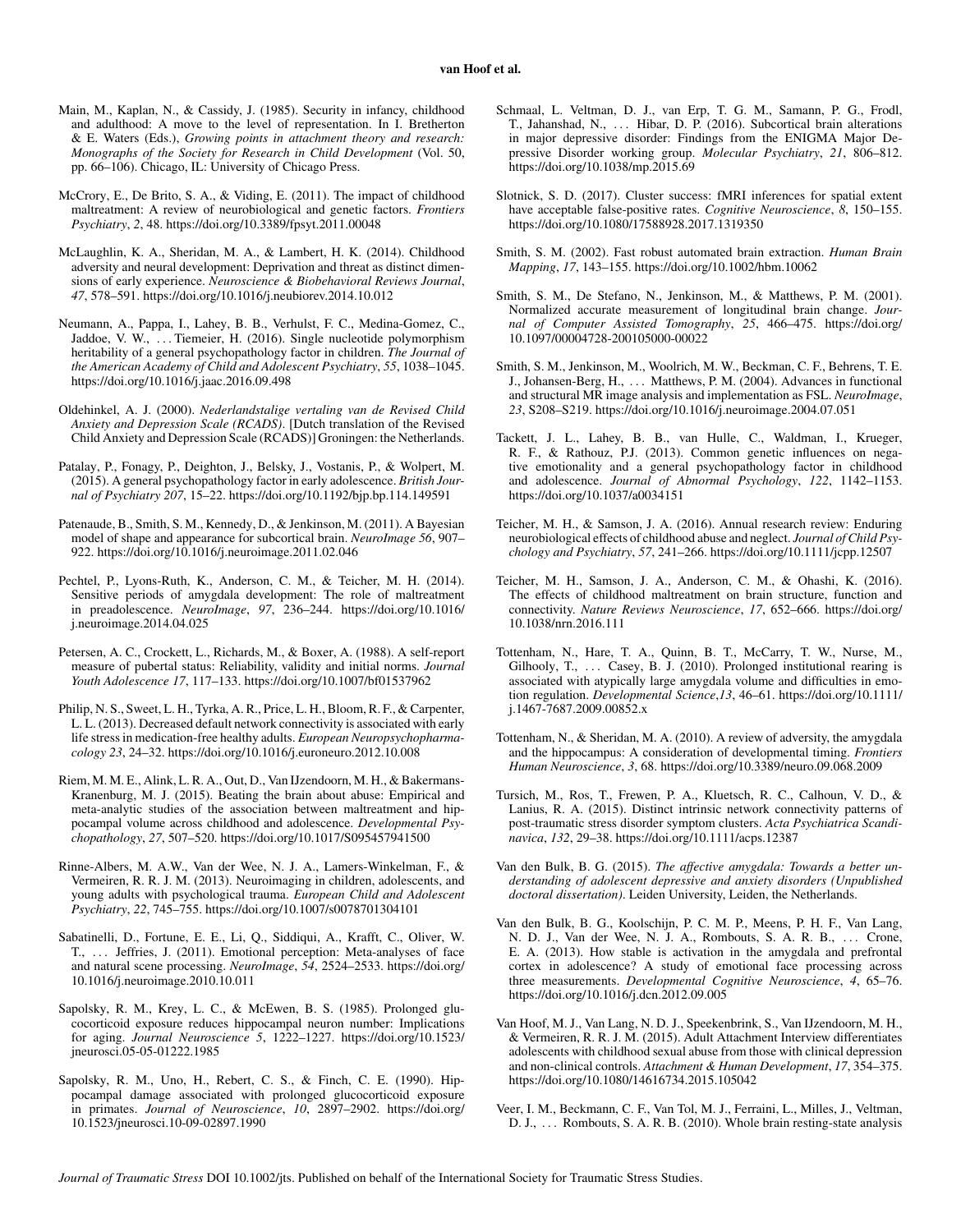Main, M., Kaplan, N., & Cassidy, J. (1985). Security in infancy, childhood and adulthood: A move to the level of representation. In I. Bretherton & E. Waters (Eds.), *Growing points in attachment theory and research: Monographs of the Society for Research in Child Development* (Vol. 50, pp. 66–106). Chicago, IL: University of Chicago Press.

McCrory, E., De Brito, S. A., & Viding, E. (2011). The impact of childhood maltreatment: A review of neurobiological and genetic factors. *Frontiers Psychiatry*, *2*, 48. https://doi.org/10.3389/fpsyt.2011.00048

McLaughlin, K. A., Sheridan, M. A., & Lambert, H. K. (2014). Childhood adversity and neural development: Deprivation and threat as distinct dimensions of early experience. *Neuroscience & Biobehavioral Reviews Journal*, *47*, 578–591. https://doi.org/10.1016/j.neubiorev.2014.10.012

Neumann, A., Pappa, I., Lahey, B. B., Verhulst, F. C., Medina-Gomez, C., Jaddoe, V. W., ... Tiemeier, H. (2016). Single nucleotide polymorphism heritability of a general psychopathology factor in children. *The Journal of the American Academy of Child and Adolescent Psychiatry*, *55*, 1038–1045. https://doi.org/10.1016/j.jaac.2016.09.498

Oldehinkel, A. J. (2000). *Nederlandstalige vertaling van de Revised Child Anxiety and Depression Scale (RCADS)*. [Dutch translation of the Revised Child Anxiety and Depression Scale (RCADS)] Groningen: the Netherlands.

Patalay, P., Fonagy, P., Deighton, J., Belsky, J., Vostanis, P., & Wolpert, M. (2015). A general psychopathology factor in early adolescence. *British Journal of Psychiatry 207*, 15–22. https://doi.org/10.1192/bjp.bp.114.149591

Patenaude, B., Smith, S. M., Kennedy, D., & Jenkinson, M. (2011). A Bayesian model of shape and appearance for subcortical brain. *NeuroImage 56*, 907–922. https://doi.org/10.1016/j.neuroimage.2011.02.046

Pechtel, P., Lyons-Ruth, K., Anderson, C. M., & Teicher, M. H. (2014). Sensitive periods of amygdala development: The role of maltreatment in preadolescence. *NeuroImage*, *97*, 236–244. https://doi.org/10.1016/j.neuroimage.2014.04.025

Petersen, A. C., Crockett, L., Richards, M., & Boxer, A. (1988). A self-report measure of pubertal status: Reliability, validity and initial norms. *Journal Youth Adolescence 17*, 117–133. https://doi.org/10.1007/bf01537962

Philip, N. S., Sweet, L. H., Tyrka, A. R., Price, L. H., Bloom, R. F., & Carpenter, L. L. (2013). Decreased default network connectivity is associated with early life stress in medication-free healthy adults. *European Neuropsychopharmacology 23*, 24–32. https://doi.org/10.1016/j.euroneuro.2012.10.008

Riem, M. M. E., Alink, L. R. A., Out, D., Van IJzendoorn, M. H., & Bakermans-Kranenburg, M. J. (2015). Beating the brain about abuse: Empirical and meta-analytic studies of the association between maltreatment and hippocampal volume across childhood and adolescence. *Developmental Psychopathology*, *27*, 507–520. https://doi.org/10.1017/S095457941500

Rinne-Albers, M. A.W., Van der Wee, N. J. A., Lamers-Winkelman, F., & Vermeiren, R. R. J. M. (2013). Neuroimaging in children, adolescents, and young adults with psychological trauma. *European Child and Adolescent Psychiatry*, *22*, 745–755. https://doi.org/10.1007/s0078701304101

Sabatinelli, D., Fortune, E. E., Li, Q., Siddiqui, A., Krafft, C., Oliver, W. T., ... Jeffries, J. (2011). Emotional perception: Meta-analyses of face and natural scene processing. *NeuroImage*, *54*, 2524–2533. https://doi.org/10.1016/j.neuroimage.2010.10.011

Sapolsky, R. M., Krey, L. C., & McEwen, B. S. (1985). Prolonged glucocorticoid exposure reduces hippocampal neuron number: Implications for aging. *Journal Neuroscience 5*, 1222–1227. https://doi.org/10.1523/jneurosci.05-05-01222.1985

Sapolsky, R. M., Uno, H., Rebert, C. S., & Finch, C. E. (1990). Hippocampal damage associated with prolonged glucocorticoid exposure in primates. *Journal of Neuroscience*, *10*, 2897–2902. https://doi.org/10.1523/jneurosci.10-09-02897.1990

Schmaal, L. Veltman, D. J., van Erp, T. G. M., Samann, P. G., Frodl, T., Jahanshad, N., ... Hibar, D. P. (2016). Subcortical brain alterations in major depressive disorder: Findings from the ENIGMA Major Depressive Disorder working group. *Molecular Psychiatry*, *21*, 806–812. https://doi.org/10.1038/mp.2015.69

Slotnick, S. D. (2017). Cluster success: fMRI inferences for spatial extent have acceptable false-positive rates. *Cognitive Neuroscience*, *8*, 150–155. https://doi.org/10.1080/17588928.2017.1319350

Smith, S. M. (2002). Fast robust automated brain extraction. *Human Brain Mapping*, *17*, 143–155. https://doi.org/10.1002/hbm.10062

Smith, S. M., De Stefano, N., Jenkinson, M., & Matthews, P. M. (2001). Normalized accurate measurement of longitudinal brain change. *Journal of Computer Assisted Tomography*, *25*, 466–475. https://doi.org/10.1097/00004728-200105000-00022

Smith, S. M., Jenkinson, M., Woolrich, M. W., Beckman, C. F., Behrens, T. E. J., Johansen-Berg, H., ... Matthews, P. M. (2004). Advances in functional and structural MR image analysis and implementation as FSL. *NeuroImage*, *23*, S208–S219. https://doi.org/10.1016/j.neuroimage.2004.07.051

Tackett, J. L., Lahey, B. B., van Hulle, C., Waldman, I., Krueger, R. F., & Rathouz, P.J. (2013). Common genetic influences on negative emotionality and a general psychopathology factor in childhood and adolescence. *Journal of Abnormal Psychology*, *122*, 1142–1153. https://doi.org/10.1037/a0034151

Teicher, M. H., & Samson, J. A. (2016). Annual research review: Enduring neurobiological effects of childhood abuse and neglect. *Journal of Child Psychology and Psychiatry*, *57*, 241–266. https://doi.org/10.1111/jcpp.12507

Teicher, M. H., Samson, J. A., Anderson, C. M., & Ohashi, K. (2016). The effects of childhood maltreatment on brain structure, function and connectivity. *Nature Reviews Neuroscience*, *17*, 652–666. https://doi.org/10.1038/nrn.2016.111

Tottenham, N., Hare, T. A., Quinn, B. T., McCarry, T. W., Nurse, M., Gilhooly, T., ... Casey, B. J. (2010). Prolonged institutional rearing is associated with atypically large amygdala volume and difficulties in emotion regulation. *Developmental Science*,*13*, 46–61. https://doi.org/10.1111/j.1467-7687.2009.00852.x

Tottenham, N., & Sheridan, M. A. (2010). A review of adversity, the amygdala and the hippocampus: A consideration of developmental timing. *Frontiers Human Neuroscience*, *3*, 68. https://doi.org/10.3389/neuro.09.068.2009

Tursich, M., Ros, T., Frewen, P. A., Kluetsch, R. C., Calhoun, V. D., & Lanius, R. A. (2015). Distinct intrinsic network connectivity patterns of post-traumatic stress disorder symptom clusters. *Acta Psychiatrica Scandinavica*, *132*, 29–38. https://doi.org/10.1111/acps.12387

Van den Bulk, B. G. (2015). *The affective amygdala: Towards a better understanding of adolescent depressive and anxiety disorders (Unpublished doctoral dissertation)*. Leiden University, Leiden, the Netherlands.

Van den Bulk, B. G., Koolschijn, P. C. M. P., Meens, P. H. F., Van Lang, N. D. J., Van der Wee, N. J. A., Rombouts, S. A. R. B., ... Crone, E. A. (2013). How stable is activation in the amygdala and prefrontal cortex in adolescence? A study of emotional face processing across three measurements. *Developmental Cognitive Neuroscience*, *4*, 65–76. https://doi.org/10.1016/j.dcn.2012.09.005

Van Hoof, M. J., Van Lang, N. D. J., Speekenbrink, S., Van IJzendoorn, M. H., & Vermeiren, R. R. J. M. (2015). Adult Attachment Interview differentiates adolescents with childhood sexual abuse from those with clinical depression and non-clinical controls. *Attachment & Human Development*, *17*, 354–375. https://doi.org/10.1080/14616734.2015.105042

Veer, I. M., Beckmann, C. F., Van Tol, M. J., Ferraini, L., Milles, J., Veltman, D. J., ... Rombouts, S. A. R. B. (2010). Whole brain resting-state analysis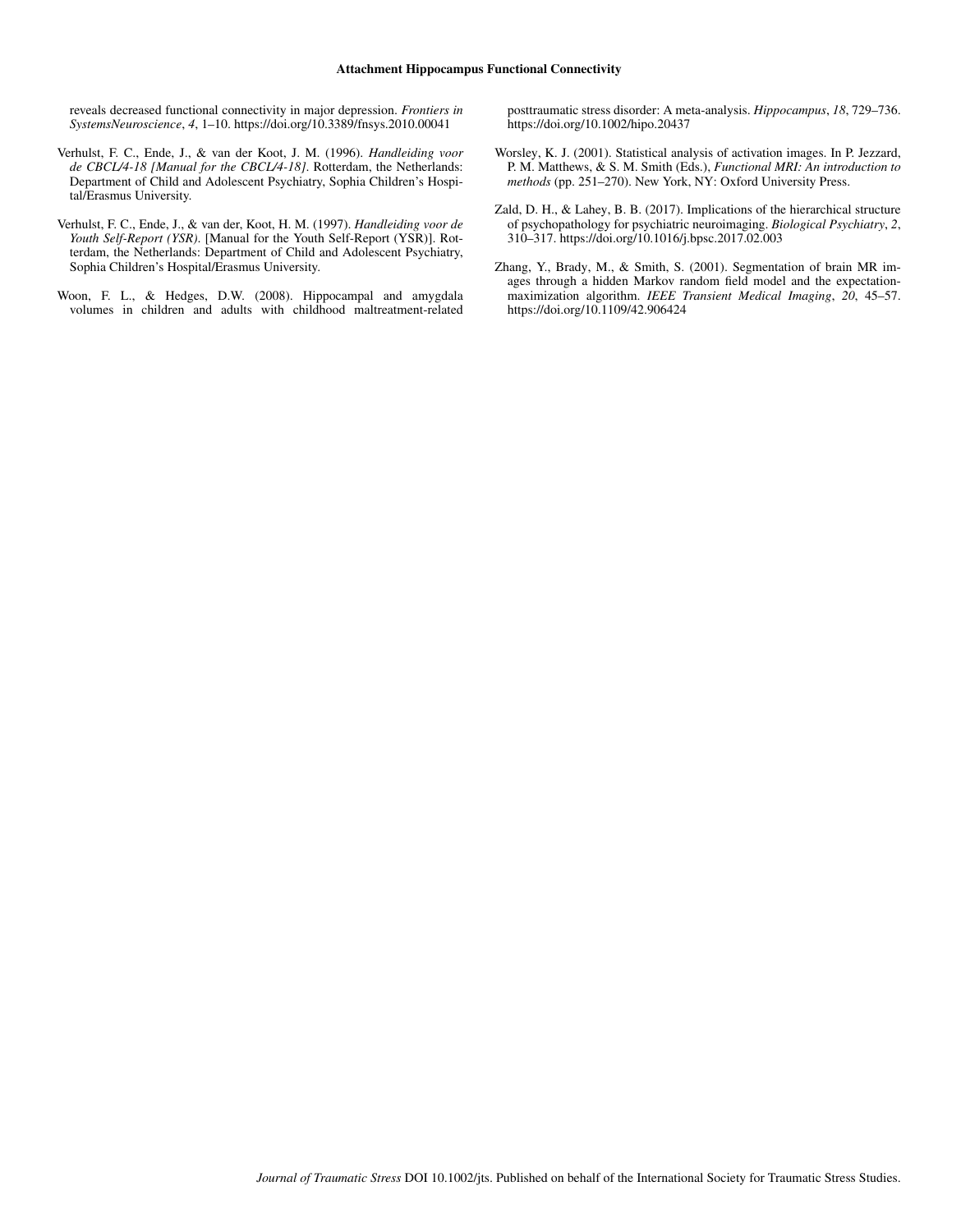reveals decreased functional connectivity in major depression. *Frontiers in SystemsNeuroscience*, *4*, 1–10. https://doi.org/10.3389/fnsys.2010.00041

Verhulst, F. C., Ende, J., & van der Koot, J. M. (1996). *Handleiding voor de CBCL/4-18 [Manual for the CBCL/4-18]*. Rotterdam, the Netherlands: Department of Child and Adolescent Psychiatry, Sophia Children's Hospital/Erasmus University.

Verhulst, F. C., Ende, J., & van der, Koot, H. M. (1997). *Handleiding voor de Youth Self-Report (YSR)*. [Manual for the Youth Self-Report (YSR)]. Rotterdam, the Netherlands: Department of Child and Adolescent Psychiatry, Sophia Children's Hospital/Erasmus University.

Woon, F. L., & Hedges, D.W. (2008). Hippocampal and amygdala volumes in children and adults with childhood maltreatment-related posttraumatic stress disorder: A meta-analysis. *Hippocampus*, *18*, 729–736. https://doi.org/10.1002/hipo.20437

Worsley, K. J. (2001). Statistical analysis of activation images. In P. Jezzard, P. M. Matthews, & S. M. Smith (Eds.), *Functional MRI: An introduction to methods* (pp. 251–270). New York, NY: Oxford University Press.

Zald, D. H., & Lahey, B. B. (2017). Implications of the hierarchical structure of psychopathology for psychiatric neuroimaging. *Biological Psychiatry*, *2*, 310–317. https://doi.org/10.1016/j.bpsc.2017.02.003

Zhang, Y., Brady, M., & Smith, S. (2001). Segmentation of brain MR images through a hidden Markov random field model and the expectation-maximization algorithm. *IEEE Transient Medical Imaging*, *20*, 45–57. https://doi.org/10.1109/42.906424